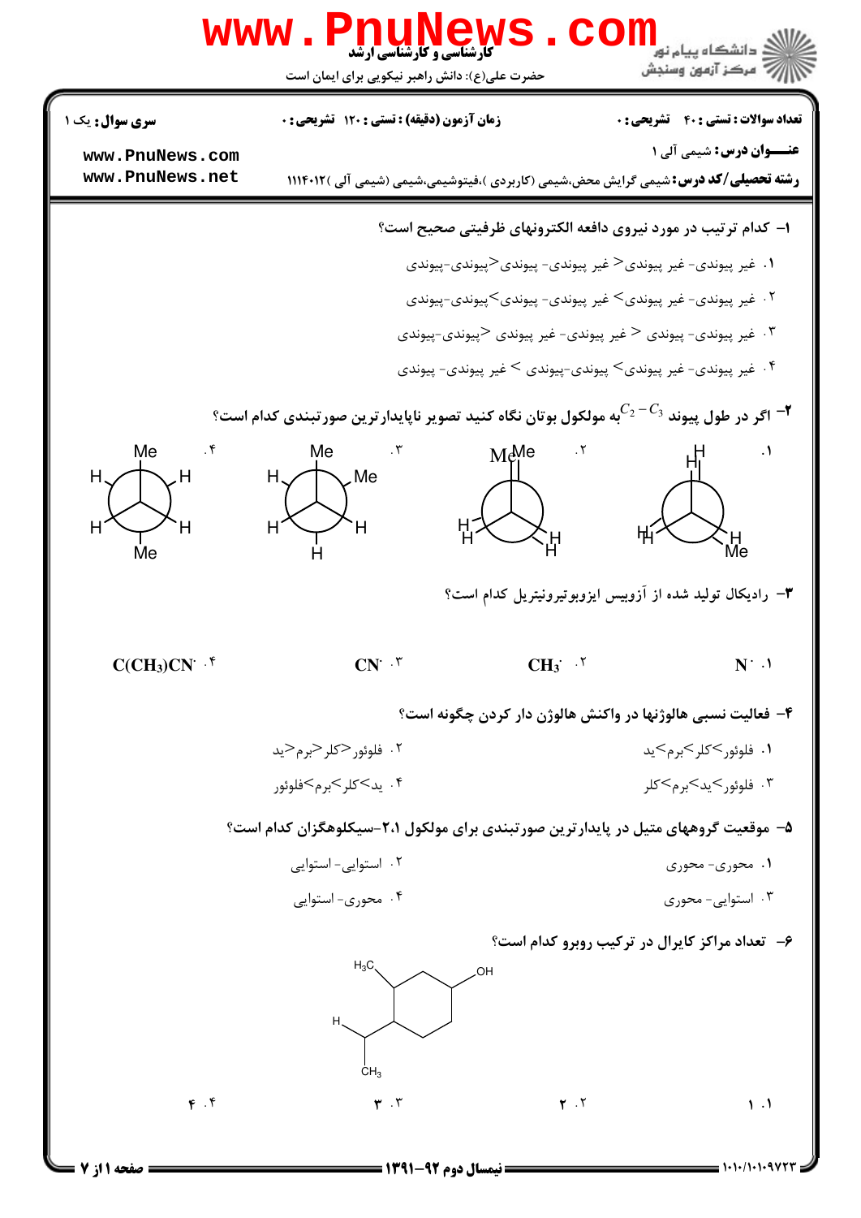کارشناسی و کارشناسی ارشد

حضرت علی(ع): دانش راهبر نیکویی برای ایمان است

دانشگاه پیام نور
مرکز آزمون وسنجش

**تعداد سوالات : تستی : ۴۰ تشریحی : ۰** | **زمان آزمون (دقیقه) : تستی : ۱۲۰ تشریحی : ۰** | **سری سوال :** یک ۱

**عنـــوان درس :** شیمی آلی ۱

**رشته تحصیلی/کد درس :** شیمی گرایش محض،شیمی (کاربردی )،فیتوشیمی،شیمی (شیمی آلی )۱۱۱۴۰۱۲

۱- کدام ترتیب در مورد نیروی دافعه الکترونهای ظرفیتی صحیح است؟

۱. غیر پیوندی- غیر پیوندی< غیر پیوندی- پیوندی<پیوندی-پیوندی

۲. غیر پیوندی- غیر پیوندی> غیر پیوندی- پیوندی>پیوندی-پیوندی

۳. غیر پیوندی- پیوندی < غیر پیوندی- غیر پیوندی <پیوندی-پیوندی

۴. غیر پیوندی- غیر پیوندی> پیوندی-پیوندی > غیر پیوندی- پیوندی

۲- اگر در طول پیوند $C_2-C_3$ به مولکول بوتان نگاه کنید تصویر ناپایدارترین صورتبندی کدام است؟

۱. (صورتبندی پوشیده: H/H، H/H، H/Me)

۲. (صورتبندی پوشیده: Me/Me، H/H، H/H)

۳. (صورتبندی نامتقابل: Me، H، Me، H، H، H)

۴. (صورتبندی نامتقابل: Me، H، H، H، H، Me)

۳- رادیکال تولید شده از آزوبیس ایزوبوتیرونیتریل کدام است؟

۱. $N^{\cdot}$ ۲. $CH_3^{\cdot}$ ۳. $CN^{\cdot}$ ۴. $C(CH_3)CN^{\cdot}$

۴- فعالیت نسبی هالوژنها در واکنش هالوژن دار کردن چگونه است؟

۱. فلوئور>کلر>برم>ید

۲. فلوئور<کلر<برم<ید

۳. فلوئور>ید>برم>کلر

۴. ید>کلر>برم>فلوئور

۵- موقعیت گروههای متیل در پایدارترین صورتبندی برای مولکول ۲،۱-سیکلوهگزان کدام است؟

۱. محوری- محوری

۲. استوایی- استوایی

۳. استوایی- محوری

۴. محوری- استوایی

۶- تعداد مراکز کایرال در ترکیب روبرو کدام است؟

(ساختار: حلقه سیکلوهگزان با گروههای $H_3C$، $OH$ و $CH(CH_3)$)

۱. ۱ ۲. ۲ ۳. ۳ ۴. ۴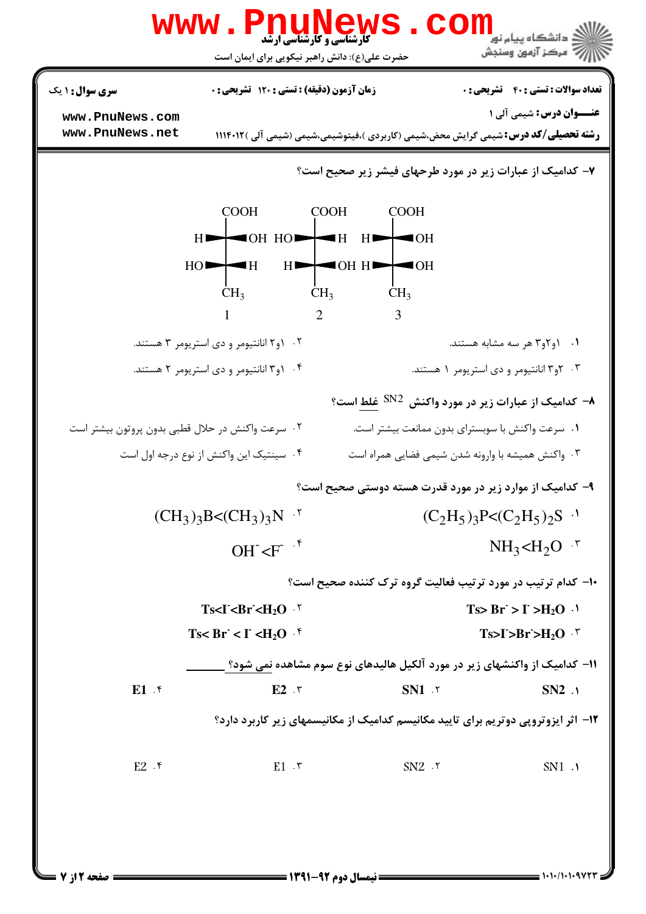**سری سوال:** ۱ یک | **زمان آزمون (دقیقه) : تستی :** ۱۲۰ **تشریحی :** ۰ | **تعداد سوالات : تستی :** ۴۰ **تشریحی :** ۰

**عنـــوان درس:** شیمی آلی ۱

**رشته تحصیلی/کد درس:** شیمی گرایش محض،شیمی (کاربردی )،فیتوشیمی،شیمی (شیمی آلی )۱۱۱۴۰۱۲

۷- کدامیک از عبارات زیر در مورد طرحهای فیشر زیر صحیح است؟

| 1 | 2 | 3 |
|---|---|---|
| COOH | COOH | COOH |
| H — OH | HO — H | H — OH |
| HO — H | H — OH | H — OH |
| $CH_3$ | $CH_3$ | $CH_3$ |

۱. ۱و۲و۳ هر سه مشابه هستند.

۲. ۱و۲ انانتیومر و دی استریومر ۳ هستند.

۳. ۲و۳ انانتیومر و دی استریومر ۱ هستند.

۴. ۱و۳ انانتیومر و دی استریومر ۲ هستند.

۸- کدامیک از عبارات زیر در مورد واکنش $S_N2$ غلط است؟

۱. سرعت واکنش با سوبسترای بدون ممانعت بیشتر است.

۲. سرعت واکنش در حلال قطبی بدون پروتون بیشتر است

۳. واکنش همیشه با وارونه شدن شیمی فضایی همراه است

۴. سینتیک این واکنش از نوع درجه اول است

۹- کدامیک از موارد زیر در مورد قدرت هسته دوستی صحیح است؟

۱. $(C_2H_5)_3P<(C_2H_5)_2S$

۲. $(CH_3)_3B<(CH_3)_3N$

۳. $NH_3<H_2O$

۴. $OH^-<F^-$

۱۰- کدام ترتیب در مورد ترتیب فعالیت گروه ترک کننده صحیح است؟

۱. $Ts> Br^- > I^- >H_2O$

۲. $Ts<I^-<Br^-<H_2O$

۳. $Ts>I^->Br^->H_2O$

۴. $Ts< Br^- < I^- <H_2O$

۱۱- کدامیک از واکنشهای زیر در مورد آلکیل هالیدهای نوع سوم مشاهده نمی شود؟

۱. SN2

۲. SN1

۳. E2

۴. E1

۱۲- اثر ایزوتروپی دوتریم برای تایید مکانیسم کدامیک از مکانیسمهای زیر کاربرد دارد؟

۱. SN1

۲. SN2

۳. E1

۴. E2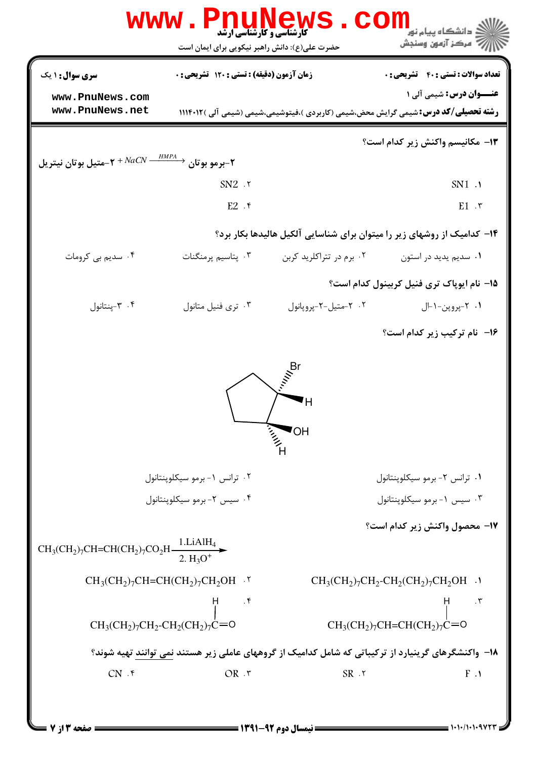**سری سوال:** ۱ یک

**زمان آزمون (دقیقه) : تستی :** ۱۲۰ **تشریحی :** ۰

**تعداد سوالات : تستی :** ۴۰ **تشریحی :** ۰

**عنـــوان درس:** شیمی آلی ۱

**رشته تحصیلی/کد درس:** شیمی گرایش محض،شیمی (کاربردی )،فیتوشیمی،شیمی (شیمی آلی )۱۱۱۴۰۱۲

۱۳– مکانیسم واکنش زیر کدام است؟

۲-برمو بوتان $+ NaCN \xrightarrow{HMPA}$ ۲-متیل بوتان نیتریل

۱. SN1

۲. SN2

۳. E1

۴. E2

۱۴– کدامیک از روشهای زیر را میتوان برای شناسایی آلکیل هالیدها بکار برد؟

۱. سدیم یدید در استون

۲. برم در تتراکلرید کربن

۳. پتاسیم پرمنگنات

۴. سدیم بی کرومات

۱۵– نام ایوپاک تری فنیل کربینول کدام است؟

۱. ۲-پروپن-۱-ال

۲. ۲-متیل-۲-پروپانول

۳. تری فنیل متانول

۴. ۳-پنتانول

۱۶– نام ترکیب زیر کدام است؟

(ساختار: حلقه سیکلوپنتان با Br و H روی یک کربن، و OH و H روی کربن مجاور)

۱. ترانس ۲- برمو سیکلوپنتانول

۲. ترانس ۱- برمو سیکلوپنتانول

۳. سیس ۱- برمو سیکلوپنتانول

۴. سیس ۲- برمو سیکلوپنتانول

۱۷– محصول واکنش زیر کدام است؟

$$CH_3(CH_2)_7CH{=}CH(CH_2)_7CO_2H \xrightarrow[\text{2. } H_3O^+]{\text{1.} LiAlH_4}$$

۱. $CH_3(CH_2)_7CH_2\text{-}CH_2(CH_2)_7CH_2OH$

۲. $CH_3(CH_2)_7CH{=}CH(CH_2)_7CH_2OH$

۳. $CH_3(CH_2)_7CH{=}CH(CH_2)_7CH{=}O$

۴. $CH_3(CH_2)_7CH_2\text{-}CH_2(CH_2)_7CH{=}O$

۱۸– واکنشگرهای گرینیارد از ترکیباتی که شامل کدامیک از گروههای عاملی زیر هستند نمی توانند تهیه شوند؟

۱. F

۲. SR

۳. OR

۴. CN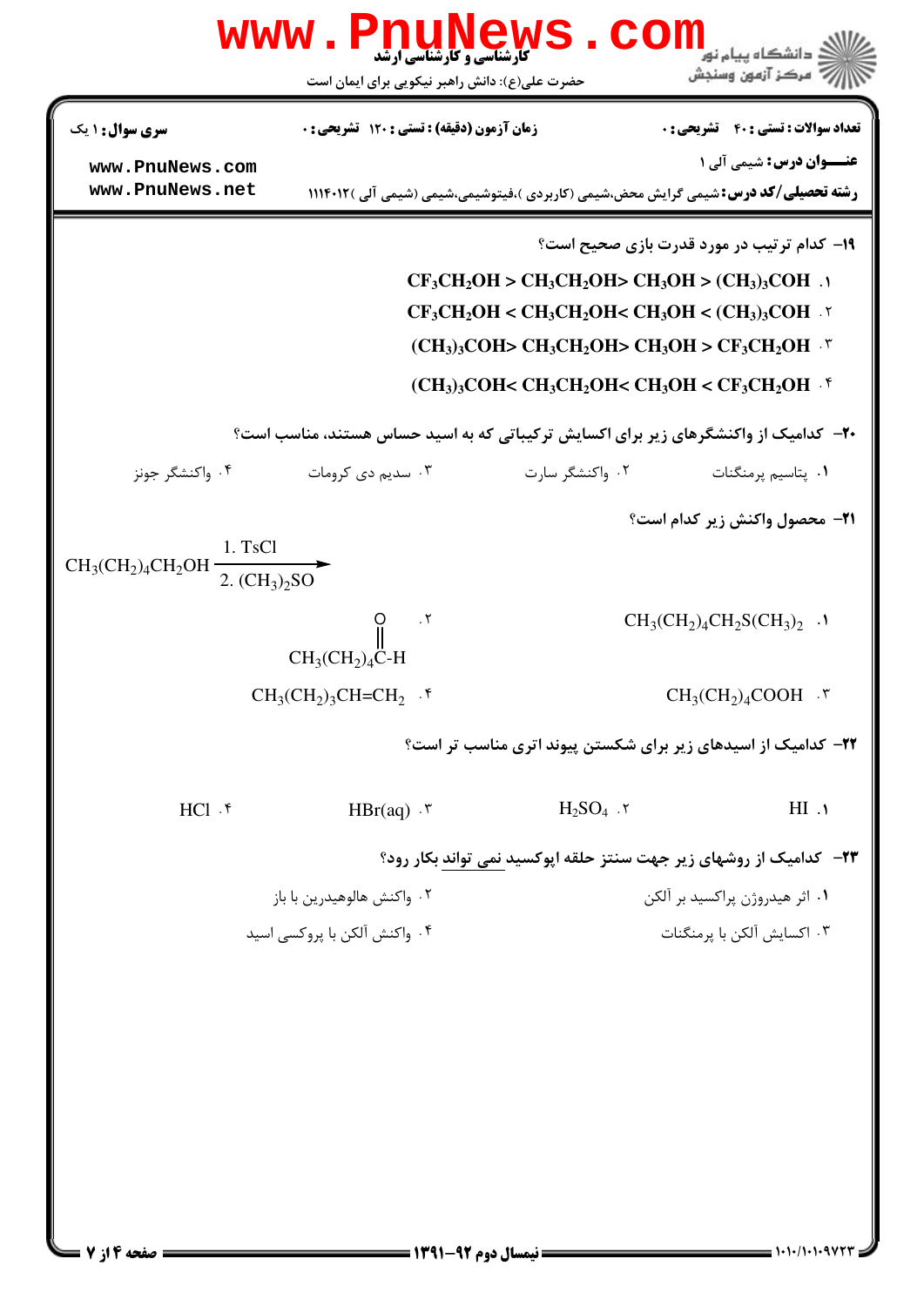**سری سوال:** ۱ یک | **زمان آزمون (دقیقه) : تستی :** ۱۲۰ **تشریحی :** ۰ | **تعداد سوالات : تستی :** ۴۰ **تشریحی :** ۰

**عنـــوان درس:** شیمی آلی ۱

**رشته تحصیلی/کد درس:** شیمی گرایش محض،شیمی (کاربردی )،فیتوشیمی،شیمی (شیمی آلی )۱۱۱۴۰۱۲

**۱۹- کدام ترتیب در مورد قدرت بازی صحیح است؟**

۱. $CF_3CH_2OH > CH_3CH_2OH > CH_3OH > (CH_3)_3COH$

۲. $CF_3CH_2OH < CH_3CH_2OH < CH_3OH < (CH_3)_3COH$

۳. $(CH_3)_3COH > CH_3CH_2OH > CH_3OH > CF_3CH_2OH$

۴. $(CH_3)_3COH < CH_3CH_2OH < CH_3OH < CF_3CH_2OH$

**۲۰- کدامیک از واکنشگرهای زیر برای اکسایش ترکیباتی که به اسید حساس هستند، مناسب است؟**

۱. پتاسیم پرمنگنات ۲. واکنشگر سارت ۳. سدیم دی کرومات ۴. واکنشگر جونز

**۲۱- محصول واکنش زیر کدام است؟**

$$CH_3(CH_2)_4CH_2OH \xrightarrow[\text{2. } (CH_3)_2SO]{\text{1. TsCl}}$$

۱. $CH_3(CH_2)_4CH_2S(CH_3)_2$

۲. $CH_3(CH_2)_4C(=O)-H$

۳. $CH_3(CH_2)_4COOH$

۴. $CH_3(CH_2)_3CH=CH_2$

**۲۲- کدامیک از اسیدهای زیر برای شکستن پیوند اتری مناسب تر است؟**

۱. HI ۲. $H_2SO_4$ ۳. HBr(aq) ۴. HCl

**۲۳- کدامیک از روشهای زیر جهت سنتز حلقه اپوکسید نمی تواند بکار رود؟**

۱. اثر هیدروژن پراکسید بر آلکن ۲. واکنش هالوهیدرین با باز

۳. اکسایش آلکن با پرمنگنات ۴. واکنش آلکن با پروکسی اسید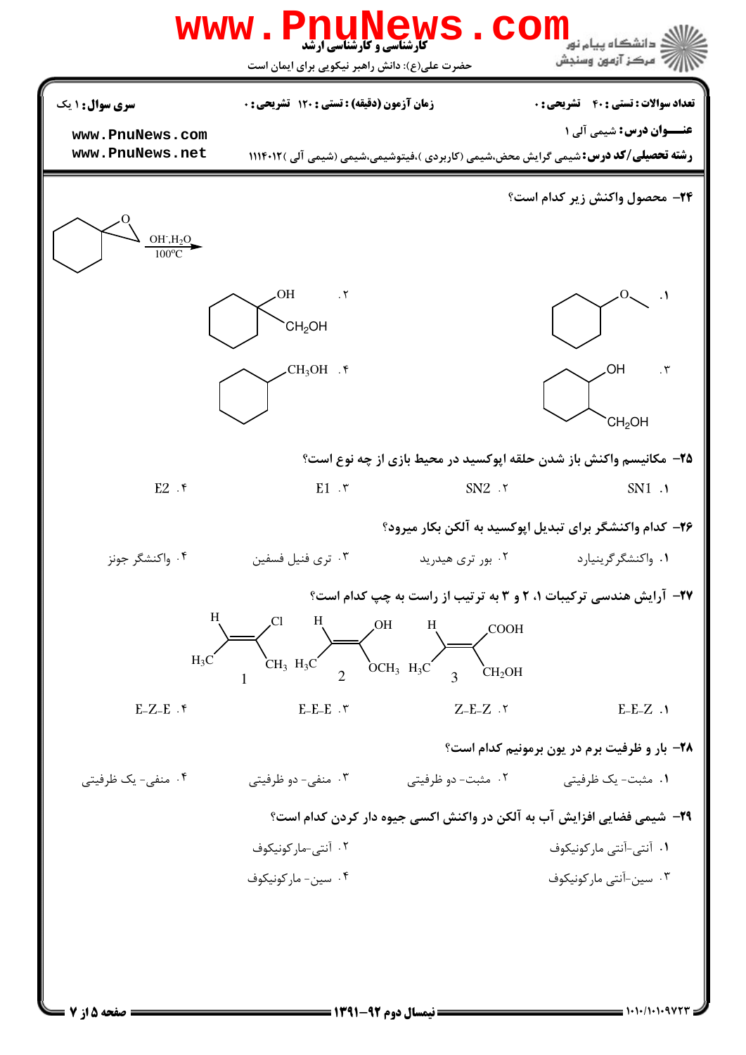**سری سوال:** ۱ یک

**زمان آزمون (دقیقه) : تستی :** ۱۲۰ **تشریحی :** ۰

**تعداد سوالات : تستی :** ۴۰ **تشریحی :** ۰

**عنـــوان درس:** شیمی آلی ۱

**رشته تحصیلی/کد درس:** شیمی گرایش محض،شیمی (کاربردی )،فیتوشیمی،شیمی (شیمی آلی )۱۱۱۴۰۱۲

**۲۴-** محصول واکنش زیر کدام است؟

(سیکلوهگزان اپوکسید اسپیرو) $\xrightarrow[100^{\circ}C]{OH^-, H_2O}$

۱. سیکلوهگزیل–O–$CH_3$

۲. سیکلوهگزان با OH و $CH_2OH$ روی یک کربن

۳. سیکلوهگزان با OH و $CH_2OH$ روی دو کربن مجاور

۴. سیکلوهگزیل–$CH_3OH$

**۲۵-** مکانیسم واکنش باز شدن حلقه اپوکسید در محیط بازی از چه نوع است؟

۱. SN1 ۲. SN2 ۳. E1 ۴. E2

**۲۶-** کدام واکنشگر برای تبدیل اپوکسید به آلکن بکار میرود؟

۱. واکنشگر گرینیارد ۲. بور تری هیدرید ۳. تری فنیل فسفین ۴. واکنشگر جونز

**۲۷-** آرایش هندسی ترکیبات ۱، ۲ و ۳ به ترتیب از راست به چپ کدام است؟

1: $H_3C(H)C=C(Cl)(CH_3)$ 2: $H_3C(H)C=C(OH)(OCH_3)$ 3: $H_3C(H)C=C(COOH)(CH_2OH)$

۱. E-E-Z ۲. Z-E-Z ۳. E-E-E ۴. E-Z-E

**۲۸-** بار و ظرفیت برم در یون برمونیم کدام است؟

۱. مثبت- یک ظرفیتی ۲. مثبت- دو ظرفیتی ۳. منفی- دو ظرفیتی ۴. منفی- یک ظرفیتی

**۲۹-** شیمی فضایی افزایش آب به آلکن در واکنش اکسی جیوه دار کردن کدام است؟

۱. آنتی-آنتی مارکونیکوف ۲. آنتی-مارکونیکوف ۳. سین-آنتی مارکونیکوف ۴. سین- مارکونیکوف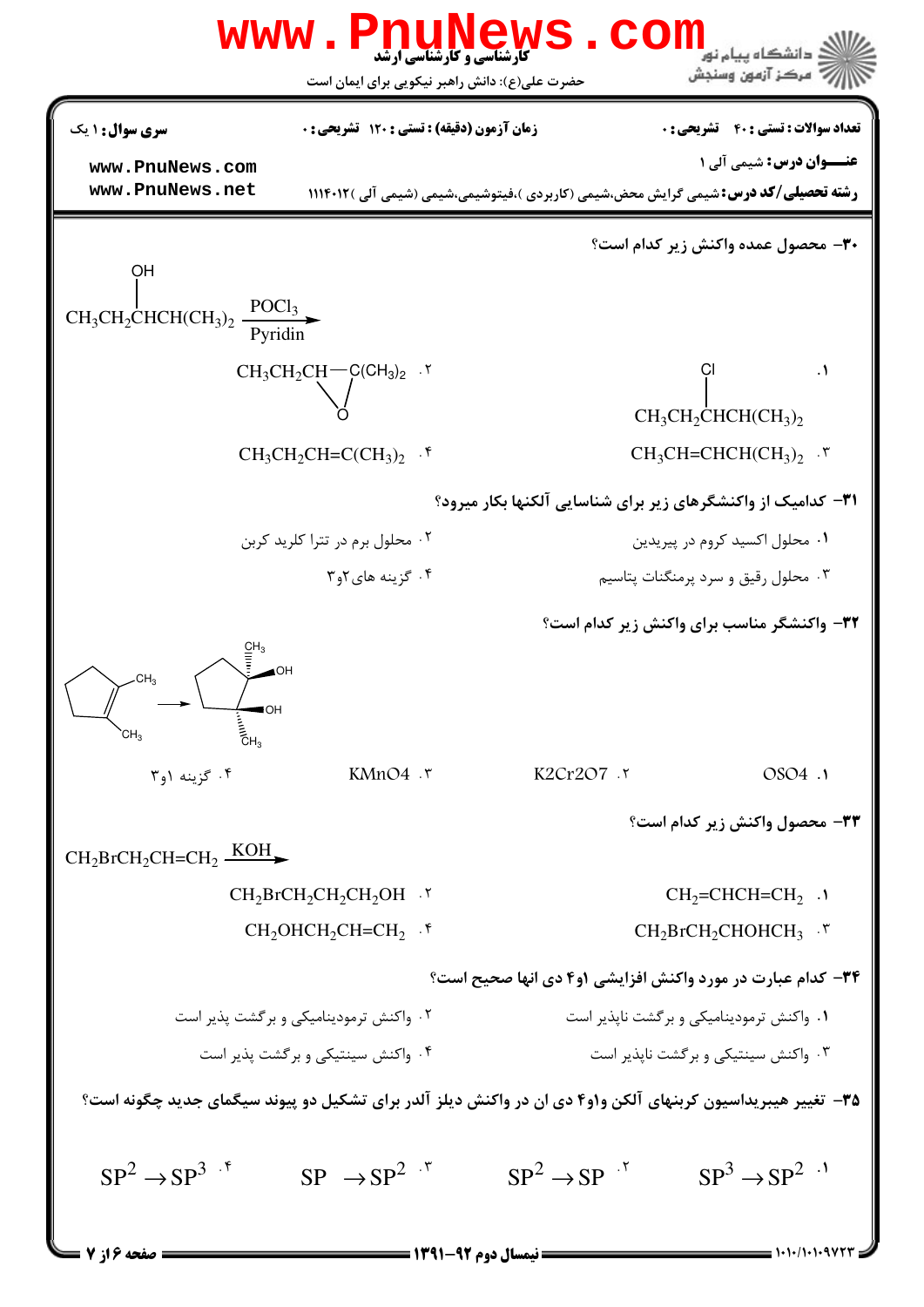**سری سوال:** ۱ یک

**زمان آزمون (دقیقه) : تستی :** ۱۲۰ **تشریحی :** ۰

**تعداد سوالات : تستی :** ۴۰ **تشریحی :** ۰

**عنـــوان درس:** شیمی آلی ۱

**رشته تحصیلی/کد درس:** شیمی گرایش محض،شیمی (کاربردی )،فیتوشیمی،شیمی (شیمی آلی )۱۱۱۴۰۱۲

۳۰- محصول عمده واکنش زیر کدام است؟

$$CH_3CH_2CH(OH)CH(CH_3)_2 \xrightarrow[\text{Pyridin}]{POCl_3}$$

۱. $CH_3CH_2CH(Cl)CH(CH_3)_2$

۲. $CH_3CH_2CH-C(CH_3)_2$ (اپوکسید، حلقه سه‌عضوی با O)

۳. $CH_3CH=CHCH(CH_3)_2$

۴. $CH_3CH_2CH=C(CH_3)_2$

۳۱- کدامیک از واکنشگرهای زیر برای شناسایی آلکنها بکار میرود؟

۱. محلول اکسید کروم در پیریدین

۲. محلول برم در تترا کلرید کربن

۳. محلول رقیق و سرد پرمنگنات پتاسیم

۴. گزینه های ۲و۳

۳۲- واکنشگر مناسب برای واکنش زیر کدام است؟

۱,۲-دی‌متیل‌سیکلوپنتن ← ۱,۲-دی‌متیل‌سیکلوپنتان-۱,۲-دی‌ال (سیس)

۱. OSO4

۲. K2Cr2O7

۳. KMnO4

۴. گزینه ۱و۳

۳۳- محصول واکنش زیر کدام است؟

$$CH_2BrCH_2CH=CH_2 \xrightarrow{KOH}$$

۱. $CH_2=CHCH=CH_2$

۲. $CH_2BrCH_2CH_2CH_2OH$

۳. $CH_2BrCH_2CHOHCH_3$

۴. $CH_2OHCH_2CH=CH_2$

۳۴- کدام عبارت در مورد واکنش افزایشی ۱و۴ دی انها صحیح است؟

۱. واکنش ترمودینامیکی و برگشت ناپذیر است

۲. واکنش ترمودینامیکی و برگشت پذیر است

۳. واکنش سینتیکی و برگشت ناپذیر است

۴. واکنش سینتیکی و برگشت پذیر است

۳۵- تغییر هیبریداسیون کربنهای آلکن واو۴ دی ان در واکنش دیلز آلدر برای تشکیل دو پیوند سیگمای جدید چگونه است؟

۱. $SP^3 \rightarrow SP^2$

۲. $SP^2 \rightarrow SP$

۳. $SP \rightarrow SP^2$

۴. $SP^2 \rightarrow SP^3$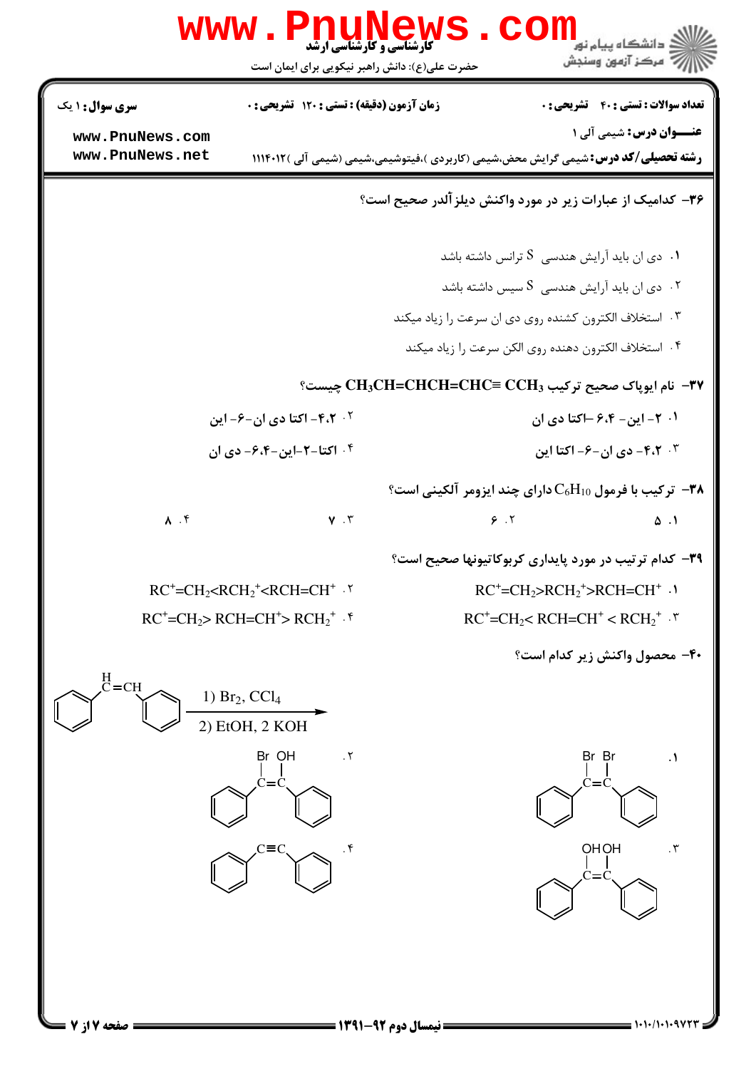کارشناسی و کارشناسی ارشد

حضرت علی(ع): دانش راهبر نیکویی برای ایمان است

**سری سوال:** ۱ یک

**زمان آزمون (دقیقه) : تستی :** ۱۲۰ **تشریحی :** ۰

**تعداد سوالات : تستی :** ۴۰ **تشریحی :** ۰

**عنـــوان درس:** شیمی آلی ۱

**رشته تحصیلی/کد درس:** شیمی گرایش محض،شیمی (کاربردی )،فیتوشیمی،شیمی (شیمی آلی )۱۱۱۴۰۱۲

**۳۶- کدامیک از عبارات زیر در مورد واکنش دیلز آلدر صحیح است؟**

۱. دی ان باید آرایش هندسی S ترانس داشته باشد

۲. دی ان باید آرایش هندسی S سیس داشته باشد

۳. استخلاف الکترون کشنده روی دی ان سرعت را زیاد میکند

۴. استخلاف الکترون دهنده روی الکن سرعت را زیاد میکند

**۳۷- نام ایوپاک صحیح ترکیب $CH_3CH=CHCH=CHC\equiv CCH_3$ چیست؟**

۱. ۲- این- ۶،۴ -اکتا دی ان

۲. ۴،۲- اکتا دی ان-۶- این

۳. ۴،۲- دی ان-۶- اکتا این

۴. اکتا-۲-این-۶،۴- دی ان

**۳۸- ترکیب با فرمول $C_6H_{10}$ دارای چند ایزومر آلکینی است؟**

۱. ۵ ۲. ۶ ۳. ۷ ۴. ۸

**۳۹- کدام ترتیب در مورد پایداری کربوکاتیونها صحیح است؟**

۱. $RC^+=CH_2>RCH_2^+>RCH=CH^+$

۲. $RC^+=CH_2<RCH_2^+<RCH=CH^+$

۳. $RC^+=CH_2< RCH=CH^+ < RCH_2^+$

۴. $RC^+=CH_2> RCH=CH^+> RCH_2^+$

**۴۰- محصول واکنش زیر کدام است؟**

$PhCH=CHPh \xrightarrow[\text{2) EtOH, 2 KOH}]{\text{1) } Br_2, CCl_4}$

۱. $PhC(Br)=C(Br)Ph$

۲. $PhC(Br)=C(OH)Ph$

۳. $PhC(OH)=C(OH)Ph$

۴. $PhC\equiv CPh$